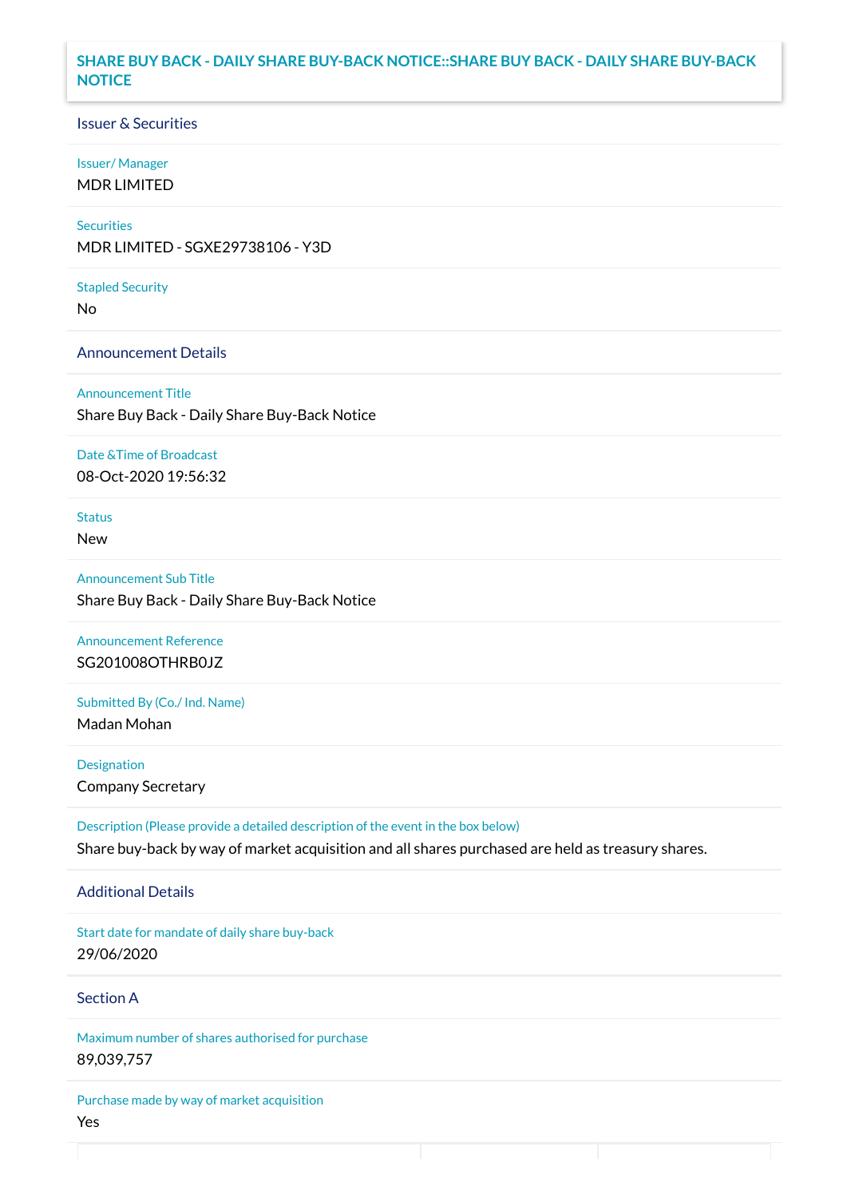# SHARE BUY BACK - DAILY SHARE BUY-BACK NOTICE::SHARE BUY BACK - DAILY SHARE BUY-BACK NOTICE

## Issuer & Securities

**Issuer/ Manager**

MDR LIMITED

**Securities**

MDR LIMITED - SGXE29738106 - Y3D

**Stapled Security**

No

## Announcement Details

**Announcement Title**

Share Buy Back - Daily Share Buy-Back Notice

**Date &Time of Broadcast**

08-Oct-2020 19:56:32

**Status**

New

**Announcement Sub Title**

Share Buy Back - Daily Share Buy-Back Notice

**Announcement Reference**

SG201008OTHRB0JZ

**Submitted By (Co./ Ind. Name)**

Madan Mohan

**Designation**

Company Secretary

**Description (Please provide a detailed description of the event in the box below)**

Share buy-back by way of market acquisition and all shares purchased are held as treasury shares.

## Additional Details

**Start date for mandate of daily share buy-back**

29/06/2020

## Section A

**Maximum number of shares authorised for purchase**

89,039,757

**Purchase made by way of market acquisition**

Yes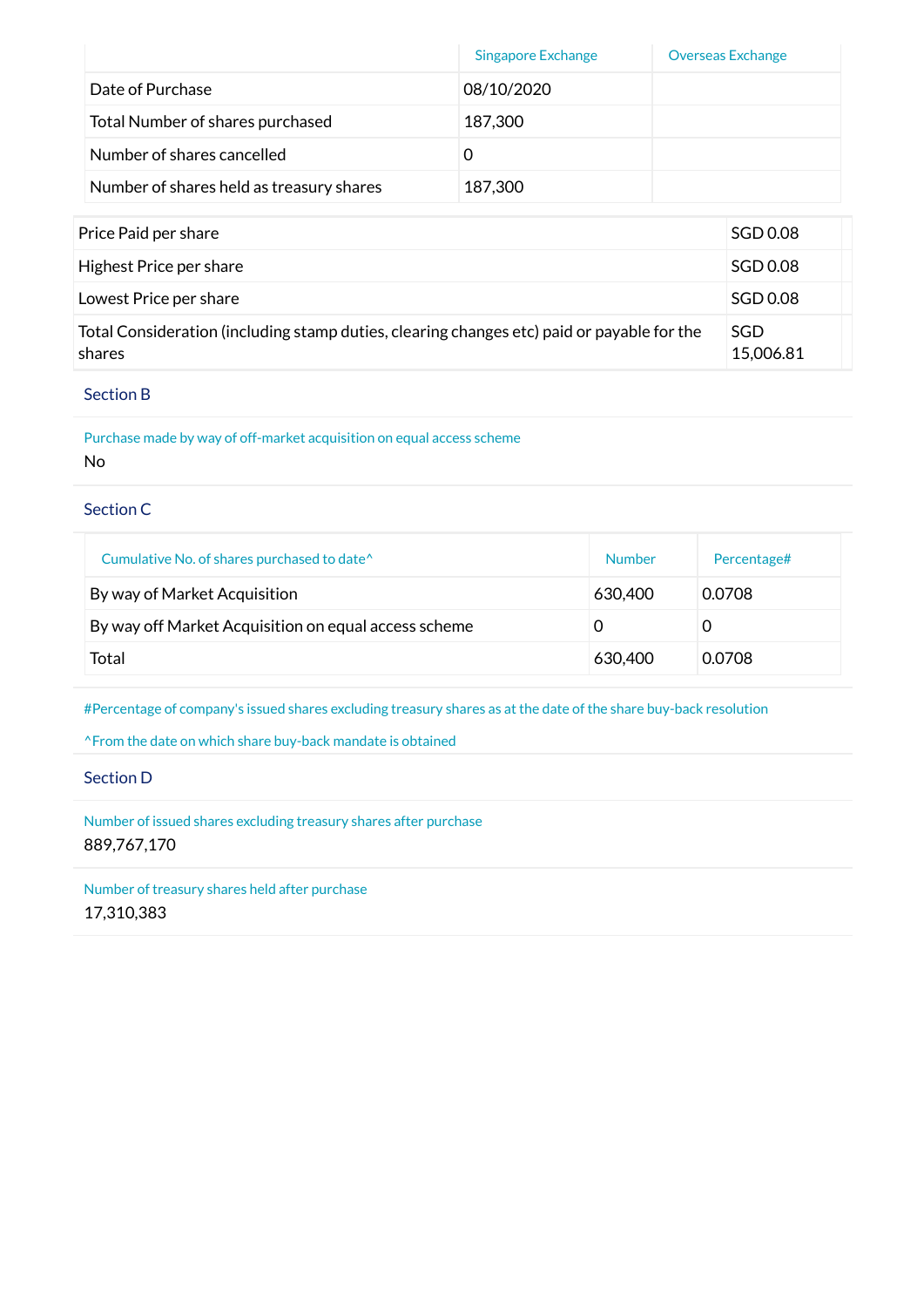| | Singapore Exchange | Overseas Exchange |
|---|---|---|
| Date of Purchase | 08/10/2020 | |
| Total Number of shares purchased | 187,300 | |
| Number of shares cancelled | 0 | |
| Number of shares held as treasury shares | 187,300 | |

| | |
|---|---|
| Price Paid per share | SGD 0.08 |
| Highest Price per share | SGD 0.08 |
| Lowest Price per share | SGD 0.08 |
| Total Consideration (including stamp duties, clearing changes etc) paid or payable for the shares | SGD 15,006.81 |

## Section B

Purchase made by way of off-market acquisition on equal access scheme

No

## Section C

| Cumulative No. of shares purchased to date^ | Number | Percentage# |
|---|---|---|
| By way of Market Acquisition | 630,400 | 0.0708 |
| By way off Market Acquisition on equal access scheme | 0 | 0 |
| Total | 630,400 | 0.0708 |

#Percentage of company's issued shares excluding treasury shares as at the date of the share buy-back resolution

^From the date on which share buy-back mandate is obtained

## Section D

Number of issued shares excluding treasury shares after purchase

889,767,170

Number of treasury shares held after purchase

17,310,383